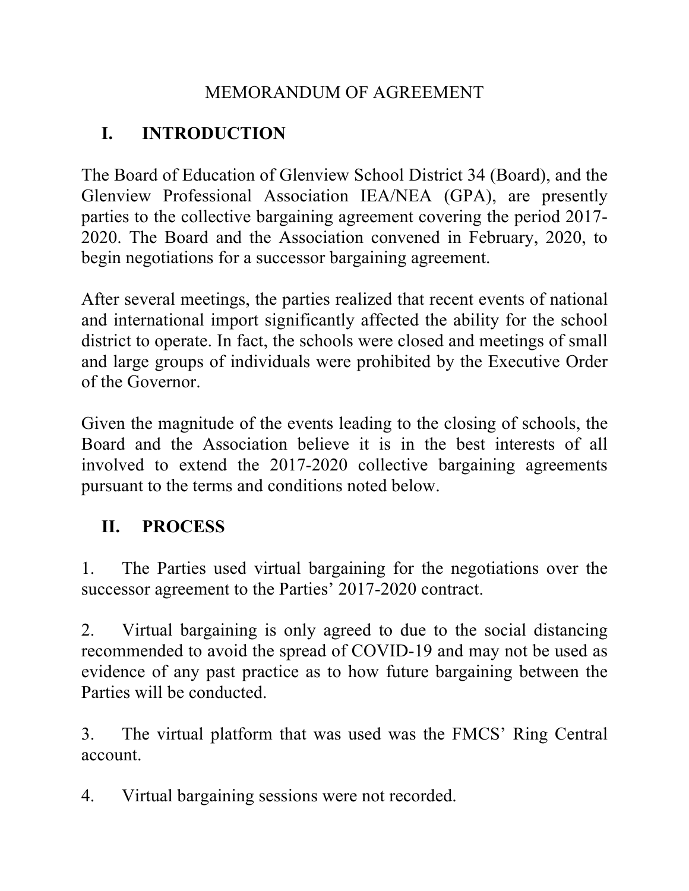# MEMORANDUM OF AGREEMENT

## I. INTRODUCTION

The Board of Education of Glenview School District 34 (Board), and the Glenview Professional Association IEA/NEA (GPA), are presently parties to the collective bargaining agreement covering the period 2017-2020. The Board and the Association convened in February, 2020, to begin negotiations for a successor bargaining agreement.

After several meetings, the parties realized that recent events of national and international import significantly affected the ability for the school district to operate. In fact, the schools were closed and meetings of small and large groups of individuals were prohibited by the Executive Order of the Governor.

Given the magnitude of the events leading to the closing of schools, the Board and the Association believe it is in the best interests of all involved to extend the 2017-2020 collective bargaining agreements pursuant to the terms and conditions noted below.

## II. PROCESS

1. The Parties used virtual bargaining for the negotiations over the successor agreement to the Parties' 2017-2020 contract.

2. Virtual bargaining is only agreed to due to the social distancing recommended to avoid the spread of COVID-19 and may not be used as evidence of any past practice as to how future bargaining between the Parties will be conducted.

3. The virtual platform that was used was the FMCS' Ring Central account.

4. Virtual bargaining sessions were not recorded.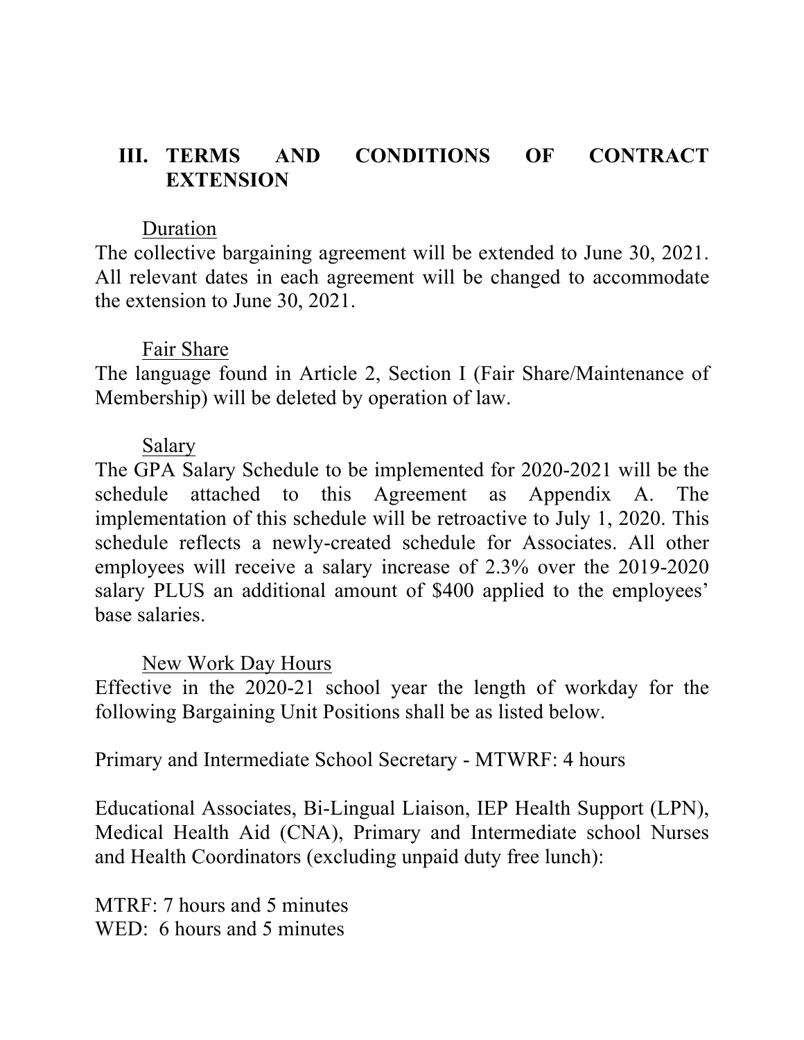## III. TERMS AND CONDITIONS OF CONTRACT EXTENSION

Duration

The collective bargaining agreement will be extended to June 30, 2021. All relevant dates in each agreement will be changed to accommodate the extension to June 30, 2021.

Fair Share

The language found in Article 2, Section I (Fair Share/Maintenance of Membership) will be deleted by operation of law.

Salary

The GPA Salary Schedule to be implemented for 2020-2021 will be the schedule attached to this Agreement as Appendix A. The implementation of this schedule will be retroactive to July 1, 2020. This schedule reflects a newly-created schedule for Associates. All other employees will receive a salary increase of 2.3% over the 2019-2020 salary PLUS an additional amount of $400 applied to the employees' base salaries.

New Work Day Hours

Effective in the 2020-21 school year the length of workday for the following Bargaining Unit Positions shall be as listed below.

Primary and Intermediate School Secretary - MTWRF: 4 hours

Educational Associates, Bi-Lingual Liaison, IEP Health Support (LPN), Medical Health Aid (CNA), Primary and Intermediate school Nurses and Health Coordinators (excluding unpaid duty free lunch):

MTRF: 7 hours and 5 minutes
WED: 6 hours and 5 minutes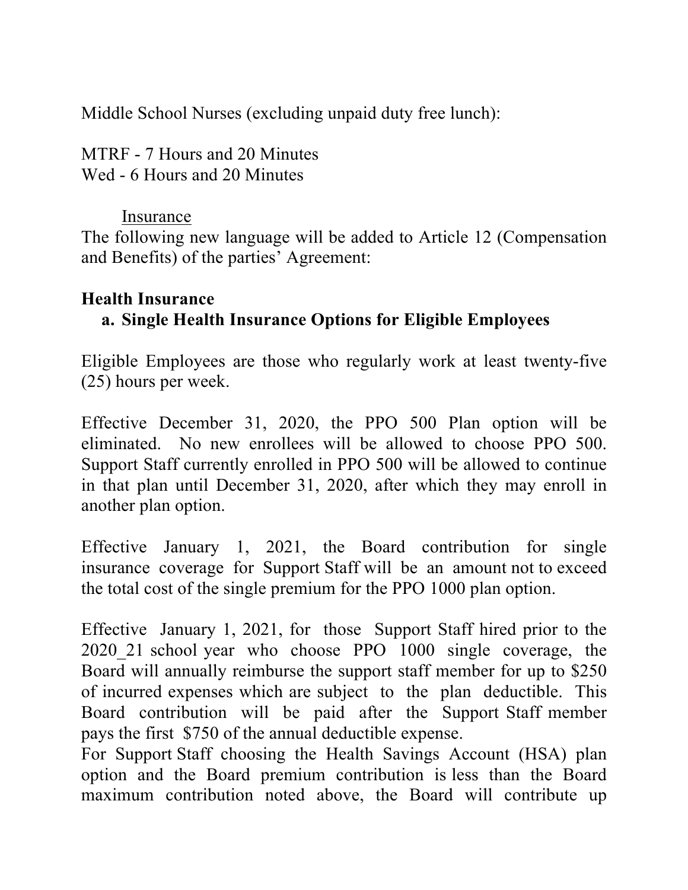Middle School Nurses (excluding unpaid duty free lunch):

MTRF - 7 Hours and 20 Minutes
Wed - 6 Hours and 20 Minutes

Insurance

The following new language will be added to Article 12 (Compensation and Benefits) of the parties' Agreement:

**Health Insurance**

**a. Single Health Insurance Options for Eligible Employees**

Eligible Employees are those who regularly work at least twenty-five (25) hours per week.

Effective December 31, 2020, the PPO 500 Plan option will be eliminated. No new enrollees will be allowed to choose PPO 500. Support Staff currently enrolled in PPO 500 will be allowed to continue in that plan until December 31, 2020, after which they may enroll in another plan option.

Effective January 1, 2021, the Board contribution for single insurance coverage for Support Staff will be an amount not to exceed the total cost of the single premium for the PPO 1000 plan option.

Effective January 1, 2021, for those Support Staff hired prior to the 2020_21 school year who choose PPO 1000 single coverage, the Board will annually reimburse the support staff member for up to $250 of incurred expenses which are subject to the plan deductible. This Board contribution will be paid after the Support Staff member pays the first $750 of the annual deductible expense.

For Support Staff choosing the Health Savings Account (HSA) plan option and the Board premium contribution is less than the Board maximum contribution noted above, the Board will contribute up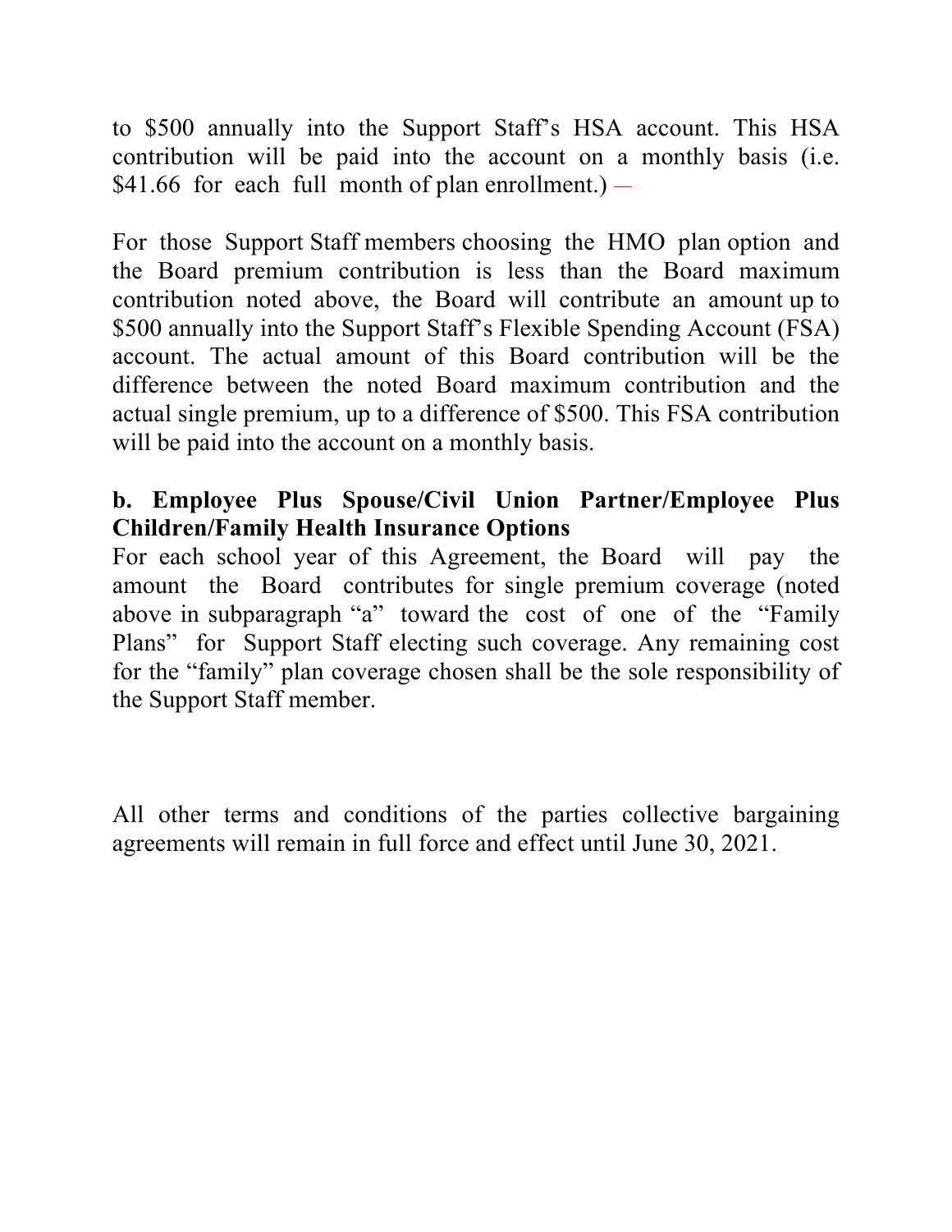to $500 annually into the Support Staff's HSA account. This HSA contribution will be paid into the account on a monthly basis (i.e. $41.66 for each full month of plan enrollment.) –

For those Support Staff members choosing the HMO plan option and the Board premium contribution is less than the Board maximum contribution noted above, the Board will contribute an amount up to $500 annually into the Support Staff's Flexible Spending Account (FSA) account. The actual amount of this Board contribution will be the difference between the noted Board maximum contribution and the actual single premium, up to a difference of $500. This FSA contribution will be paid into the account on a monthly basis.

**b. Employee Plus Spouse/Civil Union Partner/Employee Plus Children/Family Health Insurance Options**

For each school year of this Agreement, the Board will pay the amount the Board contributes for single premium coverage (noted above in subparagraph "a" toward the cost of one of the "Family Plans" for Support Staff electing such coverage. Any remaining cost for the "family" plan coverage chosen shall be the sole responsibility of the Support Staff member.

All other terms and conditions of the parties collective bargaining agreements will remain in full force and effect until June 30, 2021.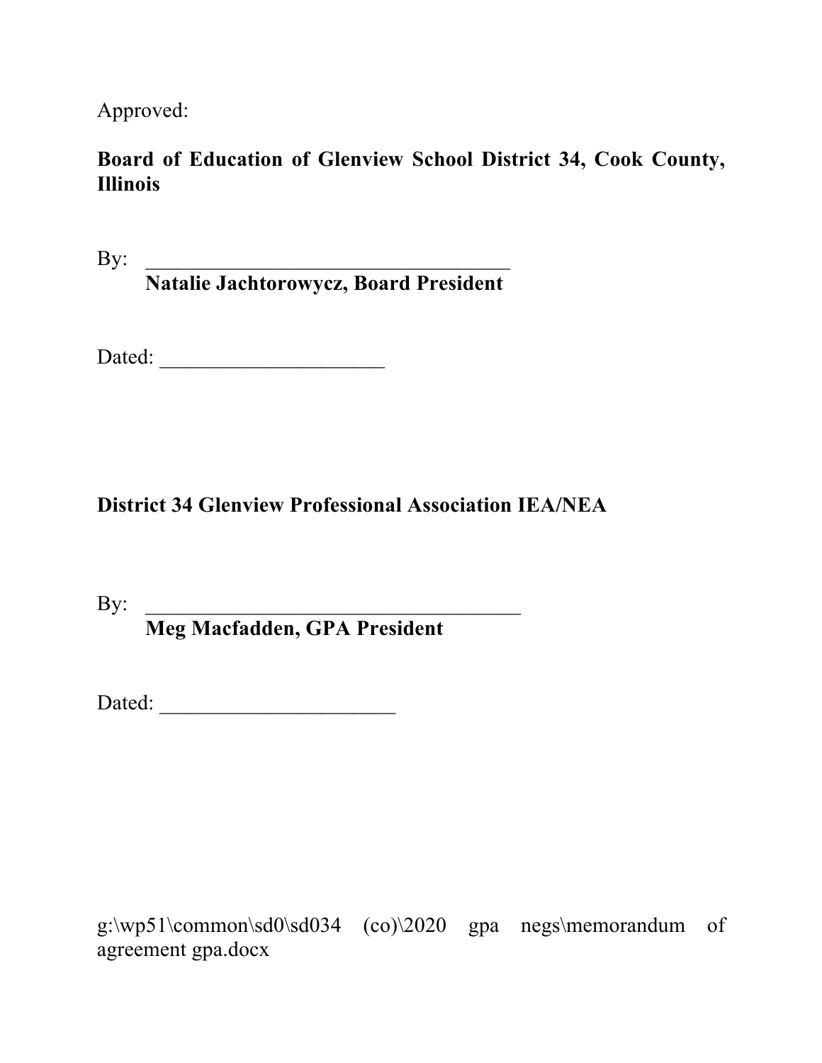Approved:

**Board of Education of Glenview School District 34, Cook County, Illinois**

By: ____________________________________
**Natalie Jachtorowycz, Board President**

Dated: ______________________

**District 34 Glenview Professional Association IEA/NEA**

By: _____________________________________
**Meg Macfadden, GPA President**

Dated: _______________________

g:\wp51\common\sd0\sd034 (co)\2020 gpa negs\memorandum of agreement gpa.docx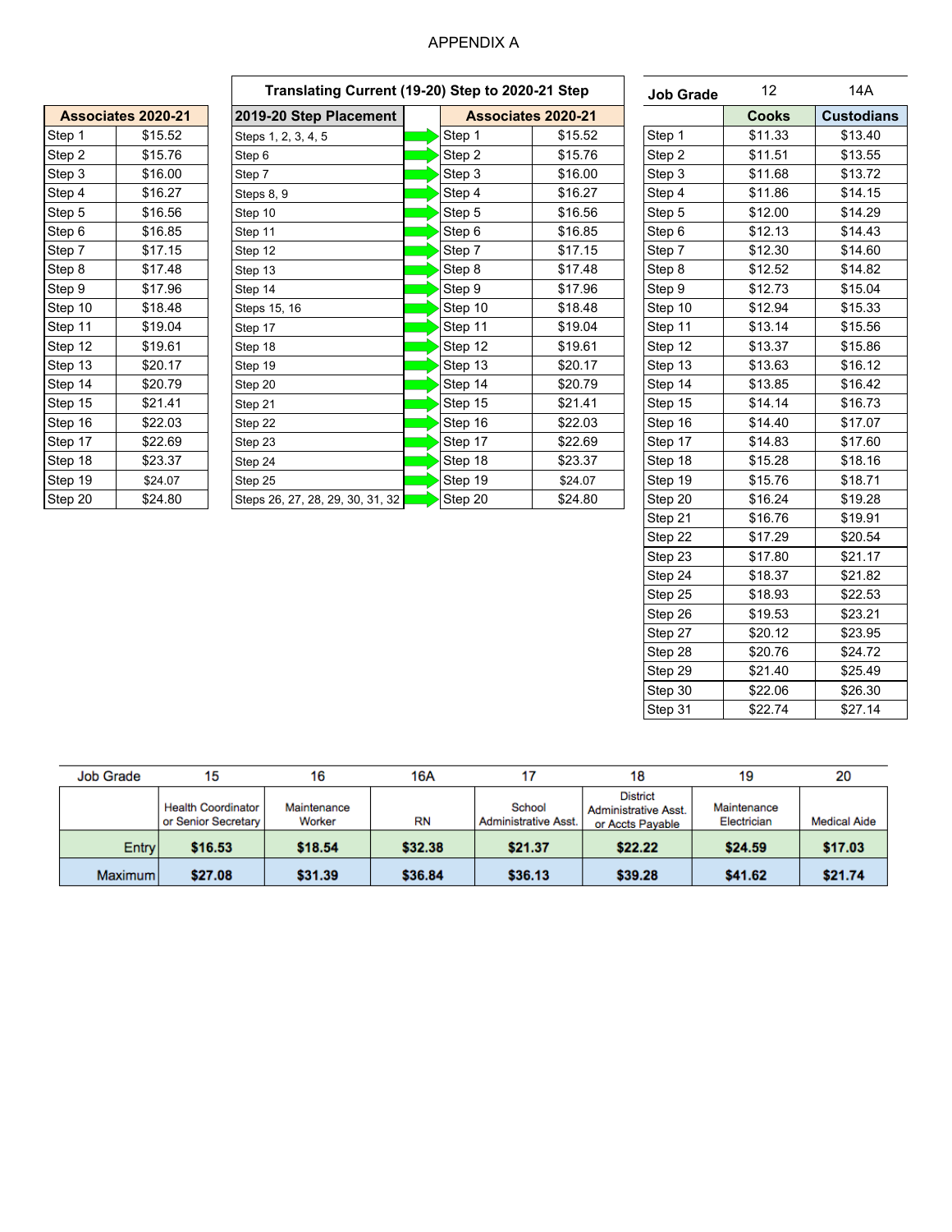# APPENDIX A

| Associates 2020-21 | |
|---|---|
| Step 1 | $15.52 |
| Step 2 | $15.76 |
| Step 3 | $16.00 |
| Step 4 | $16.27 |
| Step 5 | $16.56 |
| Step 6 | $16.85 |
| Step 7 | $17.15 |
| Step 8 | $17.48 |
| Step 9 | $17.96 |
| Step 10 | $18.48 |
| Step 11 | $19.04 |
| Step 12 | $19.61 |
| Step 13 | $20.17 |
| Step 14 | $20.79 |
| Step 15 | $21.41 |
| Step 16 | $22.03 |
| Step 17 | $22.69 |
| Step 18 | $23.37 |
| Step 19 | $24.07 |
| Step 20 | $24.80 |

**Translating Current (19-20) Step to 2020-21 Step**

| 2019-20 Step Placement | Associates 2020-21 | |
|---|---|---|
| Steps 1, 2, 3, 4, 5 | Step 1 | $15.52 |
| Step 6 | Step 2 | $15.76 |
| Step 7 | Step 3 | $16.00 |
| Steps 8, 9 | Step 4 | $16.27 |
| Step 10 | Step 5 | $16.56 |
| Step 11 | Step 6 | $16.85 |
| Step 12 | Step 7 | $17.15 |
| Step 13 | Step 8 | $17.48 |
| Step 14 | Step 9 | $17.96 |
| Steps 15, 16 | Step 10 | $18.48 |
| Step 17 | Step 11 | $19.04 |
| Step 18 | Step 12 | $19.61 |
| Step 19 | Step 13 | $20.17 |
| Step 20 | Step 14 | $20.79 |
| Step 21 | Step 15 | $21.41 |
| Step 22 | Step 16 | $22.03 |
| Step 23 | Step 17 | $22.69 |
| Step 24 | Step 18 | $23.37 |
| Step 25 | Step 19 | $24.07 |
| Steps 26, 27, 28, 29, 30, 31, 32 | Step 20 | $24.80 |

| Job Grade | 12 | 14A |
|---|---|---|
| | Cooks | Custodians |
| Step 1 | $11.33 | $13.40 |
| Step 2 | $11.51 | $13.55 |
| Step 3 | $11.68 | $13.72 |
| Step 4 | $11.86 | $14.15 |
| Step 5 | $12.00 | $14.29 |
| Step 6 | $12.13 | $14.43 |
| Step 7 | $12.30 | $14.60 |
| Step 8 | $12.52 | $14.82 |
| Step 9 | $12.73 | $15.04 |
| Step 10 | $12.94 | $15.33 |
| Step 11 | $13.14 | $15.56 |
| Step 12 | $13.37 | $15.86 |
| Step 13 | $13.63 | $16.12 |
| Step 14 | $13.85 | $16.42 |
| Step 15 | $14.14 | $16.73 |
| Step 16 | $14.40 | $17.07 |
| Step 17 | $14.83 | $17.60 |
| Step 18 | $15.28 | $18.16 |
| Step 19 | $15.76 | $18.71 |
| Step 20 | $16.24 | $19.28 |
| Step 21 | $16.76 | $19.91 |
| Step 22 | $17.29 | $20.54 |
| Step 23 | $17.80 | $21.17 |
| Step 24 | $18.37 | $21.82 |
| Step 25 | $18.93 | $22.53 |
| Step 26 | $19.53 | $23.21 |
| Step 27 | $20.12 | $23.95 |
| Step 28 | $20.76 | $24.72 |
| Step 29 | $21.40 | $25.49 |
| Step 30 | $22.06 | $26.30 |
| Step 31 | $22.74 | $27.14 |

| Job Grade | 15 | 16 | 16A | 17 | 18 | 19 | 20 |
|---|---|---|---|---|---|---|---|
| | Health Coordinator or Senior Secretary | Maintenance Worker | RN | School Administrative Asst. | District Administrative Asst. or Accts Payable | Maintenance Electrician | Medical Aide |
| Entry | **$16.53** | **$18.54** | **$32.38** | **$21.37** | **$22.22** | **$24.59** | **$17.03** |
| Maximum | **$27.08** | **$31.39** | **$36.84** | **$36.13** | **$39.28** | **$41.62** | **$21.74** |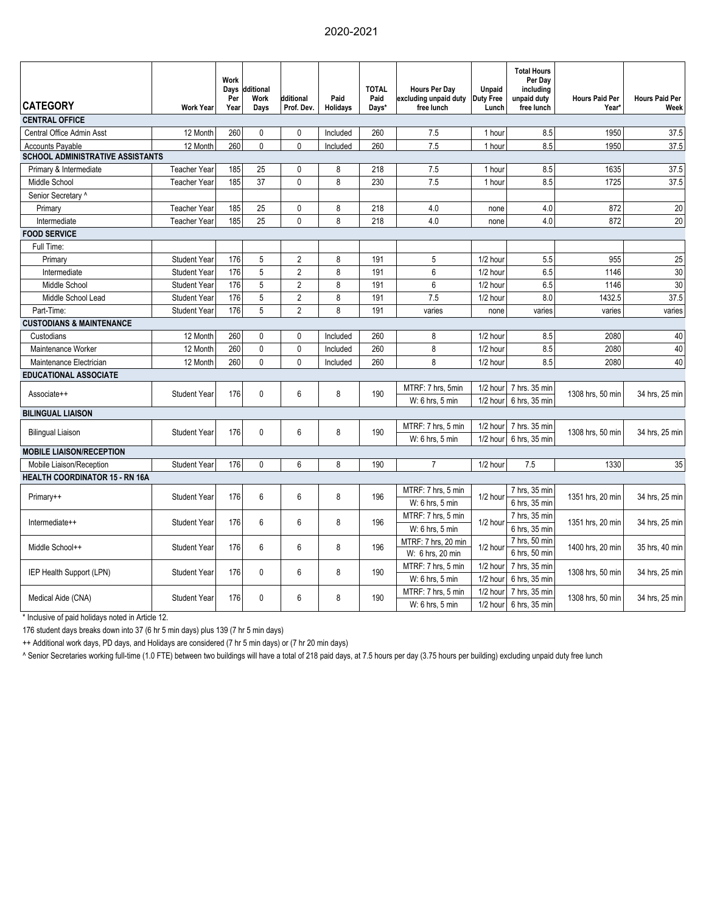2020-2021

| CATEGORY | Work Year | Work Days Per Year | dditional Work Days | dditional Prof. Dev. | Paid Holidays | TOTAL Paid Days* | Hours Per Day excluding unpaid duty free lunch | Unpaid Duty Free Lunch | Total Hours Per Day including unpaid duty free lunch | Hours Paid Per Year* | Hours Paid Per Week |
|---|---|---|---|---|---|---|---|---|---|---|---|
| **CENTRAL OFFICE** | | | | | | | | | | | |
| Central Office Admin Asst | 12 Month | 260 | 0 | 0 | Included | 260 | 7.5 | 1 hour | 8.5 | 1950 | 37.5 |
| Accounts Payable | 12 Month | 260 | 0 | 0 | Included | 260 | 7.5 | 1 hour | 8.5 | 1950 | 37.5 |
| **SCHOOL ADMINISTRATIVE ASSISTANTS** | | | | | | | | | | | |
| Primary & Intermediate | Teacher Year | 185 | 25 | 0 | 8 | 218 | 7.5 | 1 hour | 8.5 | 1635 | 37.5 |
| Middle School | Teacher Year | 185 | 37 | 0 | 8 | 230 | 7.5 | 1 hour | 8.5 | 1725 | 37.5 |
| Senior Secretary ^ | | | | | | | | | | | |
| Primary | Teacher Year | 185 | 25 | 0 | 8 | 218 | 4.0 | none | 4.0 | 872 | 20 |
| Intermediate | Teacher Year | 185 | 25 | 0 | 8 | 218 | 4.0 | none | 4.0 | 872 | 20 |
| **FOOD SERVICE** | | | | | | | | | | | |
| Full Time: | | | | | | | | | | | |
| Primary | Student Year | 176 | 5 | 2 | 8 | 191 | 5 | 1/2 hour | 5.5 | 955 | 25 |
| Intermediate | Student Year | 176 | 5 | 2 | 8 | 191 | 6 | 1/2 hour | 6.5 | 1146 | 30 |
| Middle School | Student Year | 176 | 5 | 2 | 8 | 191 | 6 | 1/2 hour | 6.5 | 1146 | 30 |
| Middle School Lead | Student Year | 176 | 5 | 2 | 8 | 191 | 7.5 | 1/2 hour | 8.0 | 1432.5 | 37.5 |
| Part-Time: | Student Year | 176 | 5 | 2 | 8 | 191 | varies | none | varies | varies | varies |
| **CUSTODIANS & MAINTENANCE** | | | | | | | | | | | |
| Custodians | 12 Month | 260 | 0 | 0 | Included | 260 | 8 | 1/2 hour | 8.5 | 2080 | 40 |
| Maintenance Worker | 12 Month | 260 | 0 | 0 | Included | 260 | 8 | 1/2 hour | 8.5 | 2080 | 40 |
| Maintenance Electrician | 12 Month | 260 | 0 | 0 | Included | 260 | 8 | 1/2 hour | 8.5 | 2080 | 40 |
| **EDUCATIONAL ASSOCIATE** | | | | | | | | | | | |
| Associate++ | Student Year | 176 | 0 | 6 | 8 | 190 | MTRF: 7 hrs, 5min | 1/2 hour | 7 hrs. 35 min | 1308 hrs, 50 min | 34 hrs, 25 min |
| | | | | | | | W: 6 hrs, 5 min | 1/2 hour | 6 hrs, 35 min | | |
| **BILINGUAL LIAISON** | | | | | | | | | | | |
| Bilingual Liaison | Student Year | 176 | 0 | 6 | 8 | 190 | MTRF: 7 hrs, 5 min | 1/2 hour | 7 hrs. 35 min | 1308 hrs, 50 min | 34 hrs, 25 min |
| | | | | | | | W: 6 hrs, 5 min | 1/2 hour | 6 hrs, 35 min | | |
| **MOBILE LIAISON/RECEPTION** | | | | | | | | | | | |
| Mobile Liaison/Reception | Student Year | 176 | 0 | 6 | 8 | 190 | 7 | 1/2 hour | 7.5 | 1330 | 35 |
| **HEALTH COORDINATOR 15 - RN 16A** | | | | | | | | | | | |
| Primary++ | Student Year | 176 | 6 | 6 | 8 | 196 | MTRF: 7 hrs, 5 min | 1/2 hour | 7 hrs, 35 min | 1351 hrs, 20 min | 34 hrs, 25 min |
| | | | | | | | W: 6 hrs, 5 min | | 6 hrs, 35 min | | |
| Intermediate++ | Student Year | 176 | 6 | 6 | 8 | 196 | MTRF: 7 hrs, 5 min | 1/2 hour | 7 hrs, 35 min | 1351 hrs, 20 min | 34 hrs, 25 min |
| | | | | | | | W: 6 hrs, 5 min | | 6 hrs, 35 min | | |
| Middle School++ | Student Year | 176 | 6 | 6 | 8 | 196 | MTRF: 7 hrs, 20 min | 1/2 hour | 7 hrs, 50 min | 1400 hrs, 20 min | 35 hrs, 40 min |
| | | | | | | | W: 6 hrs, 20 min | | 6 hrs, 50 min | | |
| IEP Health Support (LPN) | Student Year | 176 | 0 | 6 | 8 | 190 | MTRF: 7 hrs, 5 min | 1/2 hour | 7 hrs, 35 min | 1308 hrs, 50 min | 34 hrs, 25 min |
| | | | | | | | W: 6 hrs, 5 min | 1/2 hour | 6 hrs, 35 min | | |
| Medical Aide (CNA) | Student Year | 176 | 0 | 6 | 8 | 190 | MTRF: 7 hrs, 5 min | 1/2 hour | 7 hrs, 35 min | 1308 hrs, 50 min | 34 hrs, 25 min |
| | | | | | | | W: 6 hrs, 5 min | 1/2 hour | 6 hrs, 35 min | | |

* Inclusive of paid holidays noted in Article 12.

176 student days breaks down into 37 (6 hr 5 min days) plus 139 (7 hr 5 min days)

++ Additional work days, PD days, and Holidays are considered (7 hr 5 min days) or (7 hr 20 min days)

^ Senior Secretaries working full-time (1.0 FTE) between two buildings will have a total of 218 paid days, at 7.5 hours per day (3.75 hours per building) excluding unpaid duty free lunch